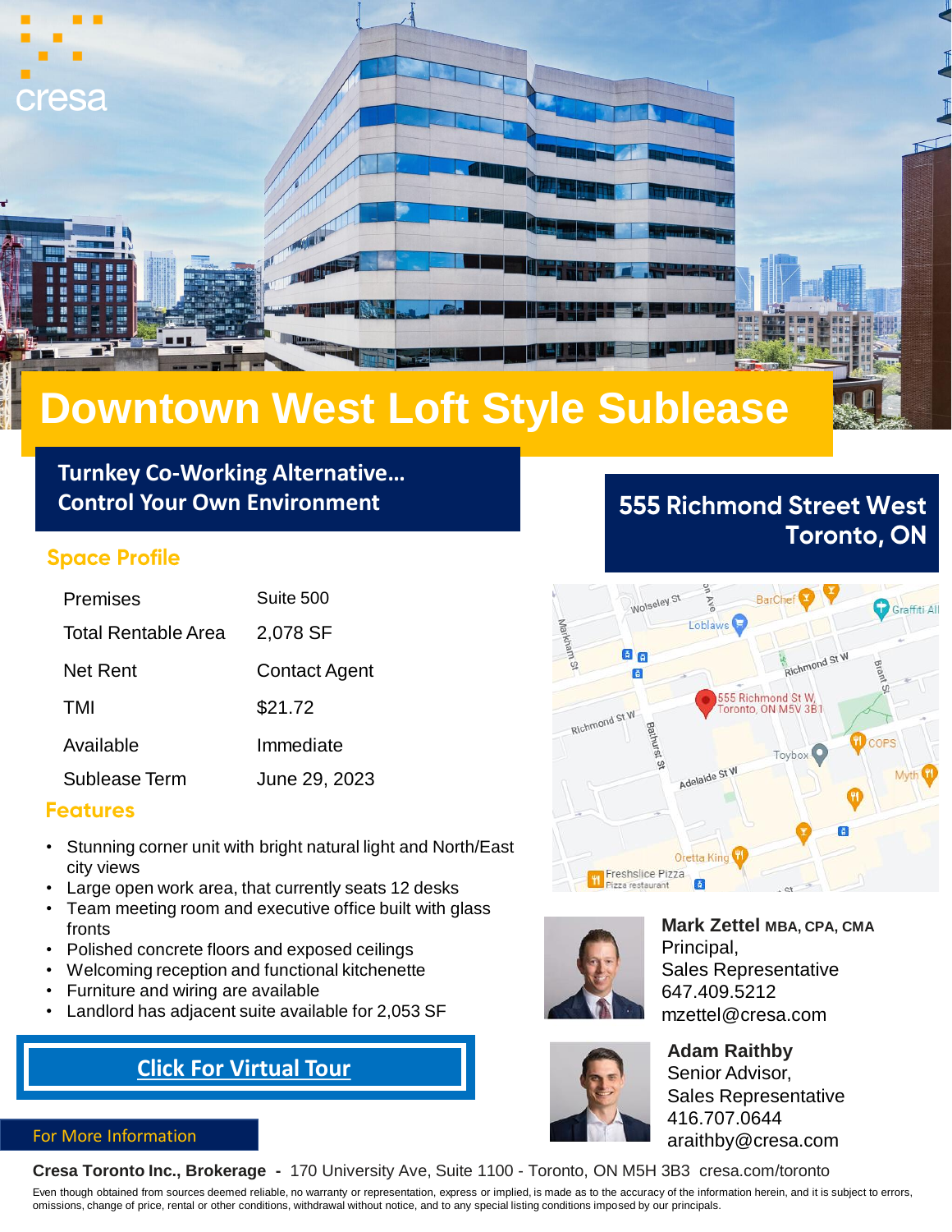cresa

# Downtown West Loft Style Sublease

**Turnkey Co-Working Alternative…**
**Control Your Own Environment**

## 555 Richmond Street West
## Toronto, ON

### Space Profile

| | |
|---|---|
| Premises | Suite 500 |
| Total Rentable Area | 2,078 SF |
| Net Rent | Contact Agent |
| TMI | $21.72 |
| Available | Immediate |
| Sublease Term | June 29, 2023 |

### Features

- Stunning corner unit with bright natural light and North/East city views
- Large open work area, that currently seats 12 desks
- Team meeting room and executive office built with glass fronts
- Polished concrete floors and exposed ceilings
- Welcoming reception and functional kitchenette
- Furniture and wiring are available
- Landlord has adjacent suite available for 2,053 SF

**Click For Virtual Tour**

For More Information

**Mark Zettel** MBA, CPA, CMA
Principal,
Sales Representative
647.409.5212
mzettel@cresa.com

**Adam Raithby**
Senior Advisor,
Sales Representative
416.707.0644
araithby@cresa.com

**Cresa Toronto Inc., Brokerage -** 170 University Ave, Suite 1100 - Toronto, ON M5H 3B3 cresa.com/toronto

Even though obtained from sources deemed reliable, no warranty or representation, express or implied, is made as to the accuracy of the information herein, and it is subject to errors, omissions, change of price, rental or other conditions, withdrawal without notice, and to any special listing conditions imposed by our principals.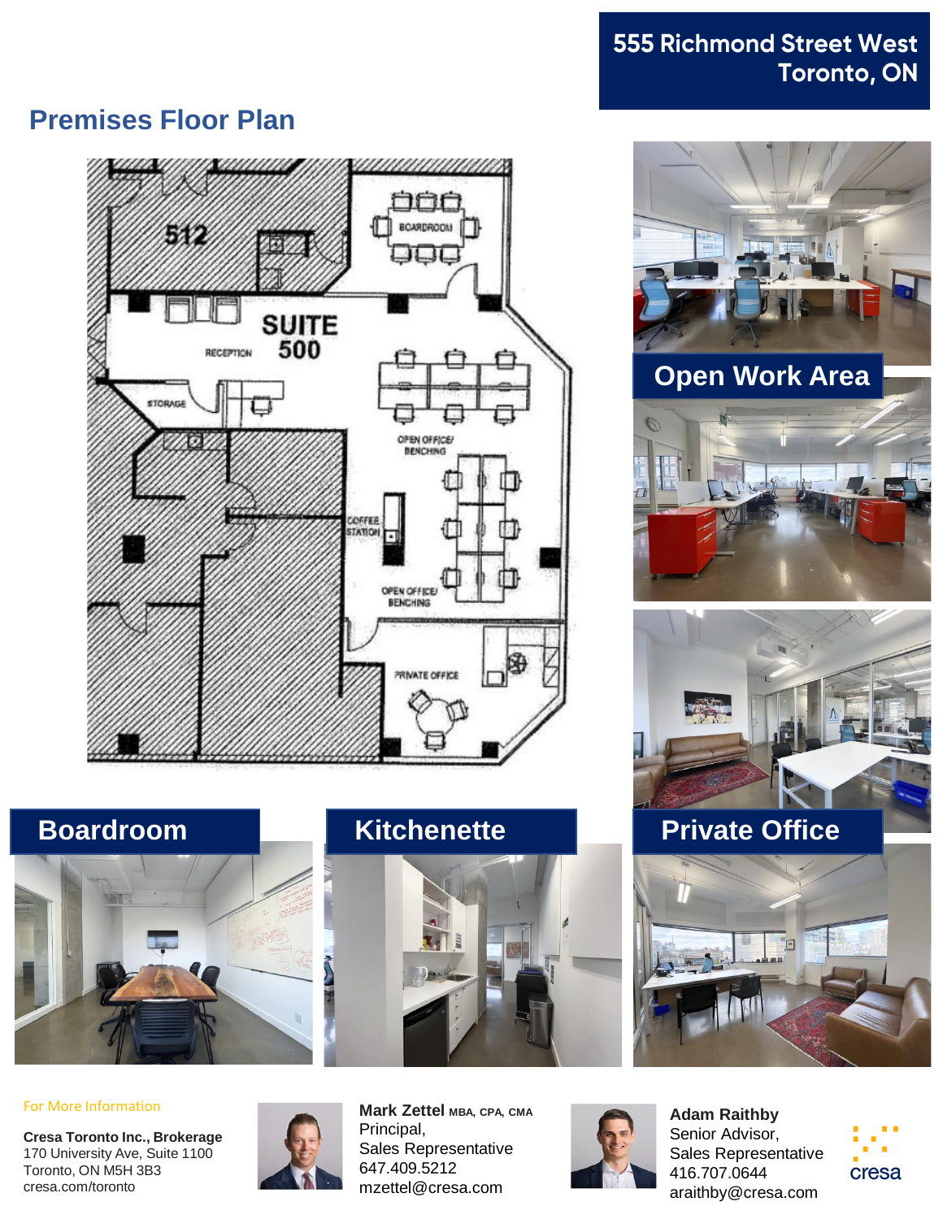# 555 Richmond Street West
# Toronto, ON

## Premises Floor Plan

512

BOARDROOM

SUITE 500

RECEPTION

STORAGE

OPEN OFFICE/ BENCHING

COFFEE STATION

OPEN OFFICE/ BENCHING

PRIVATE OFFICE

Open Work Area

Boardroom

Kitchenette

Private Office

For More Information

**Cresa Toronto Inc., Brokerage**
170 University Ave, Suite 1100
Toronto, ON M5H 3B3
cresa.com/toronto

**Mark Zettel** MBA, CPA, CMA
Principal,
Sales Representative
647.409.5212
mzettel@cresa.com

**Adam Raithby**
Senior Advisor,
Sales Representative
416.707.0644
araithby@cresa.com

cresa